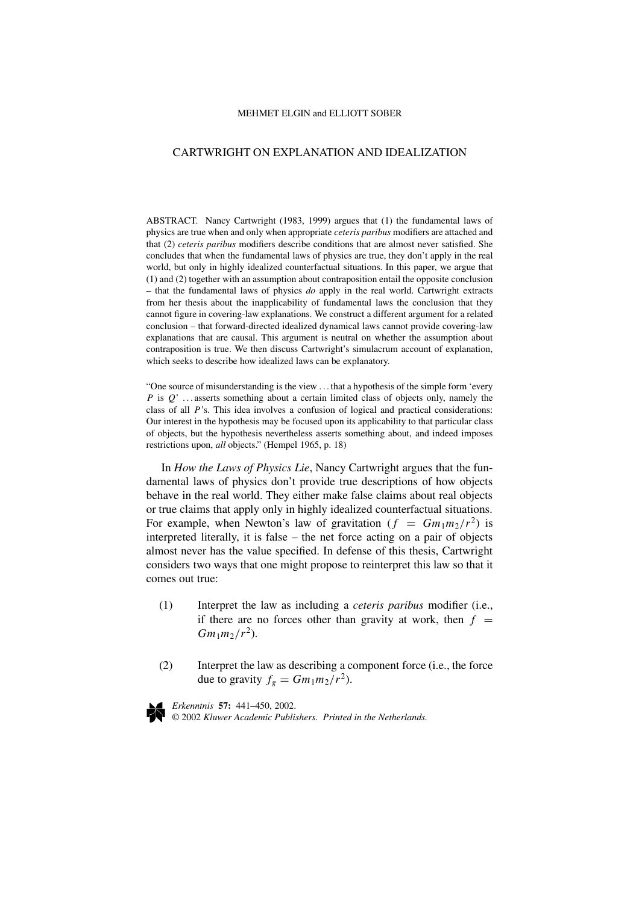MEHMET ELGIN and ELLIOTT SOBER

# CARTWRIGHT ON EXPLANATION AND IDEALIZATION

ABSTRACT. Nancy Cartwright (1983, 1999) argues that (1) the fundamental laws of physics are true when and only when appropriate *ceteris paribus* modifiers are attached and that (2) *ceteris paribus* modifiers describe conditions that are almost never satisfied. She concludes that when the fundamental laws of physics are true, they don't apply in the real world, but only in highly idealized counterfactual situations. In this paper, we argue that (1) and (2) together with an assumption about contraposition entail the opposite conclusion – that the fundamental laws of physics *do* apply in the real world. Cartwright extracts from her thesis about the inapplicability of fundamental laws the conclusion that they cannot figure in covering-law explanations. We construct a different argument for a related conclusion – that forward-directed idealized dynamical laws cannot provide covering-law explanations that are causal. This argument is neutral on whether the assumption about contraposition is true. We then discuss Cartwright's simulacrum account of explanation, which seeks to describe how idealized laws can be explanatory.

"One source of misunderstanding is the view . . . that a hypothesis of the simple form 'every $P$ is $Q$' . . . asserts something about a certain limited class of objects only, namely the class of all $P$'s. This idea involves a confusion of logical and practical considerations: Our interest in the hypothesis may be focused upon its applicability to that particular class of objects, but the hypothesis nevertheless asserts something about, and indeed imposes restrictions upon, *all* objects." (Hempel 1965, p. 18)

In *How the Laws of Physics Lie*, Nancy Cartwright argues that the fundamental laws of physics don't provide true descriptions of how objects behave in the real world. They either make false claims about real objects or true claims that apply only in highly idealized counterfactual situations. For example, when Newton's law of gravitation ($f = Gm_1m_2/r^2$) is interpreted literally, it is false – the net force acting on a pair of objects almost never has the value specified. In defense of this thesis, Cartwright considers two ways that one might propose to reinterpret this law so that it comes out true:

(1) Interpret the law as including a *ceteris paribus* modifier (i.e., if there are no forces other than gravity at work, then $f = Gm_1m_2/r^2$).

(2) Interpret the law as describing a component force (i.e., the force due to gravity $f_g = Gm_1m_2/r^2$).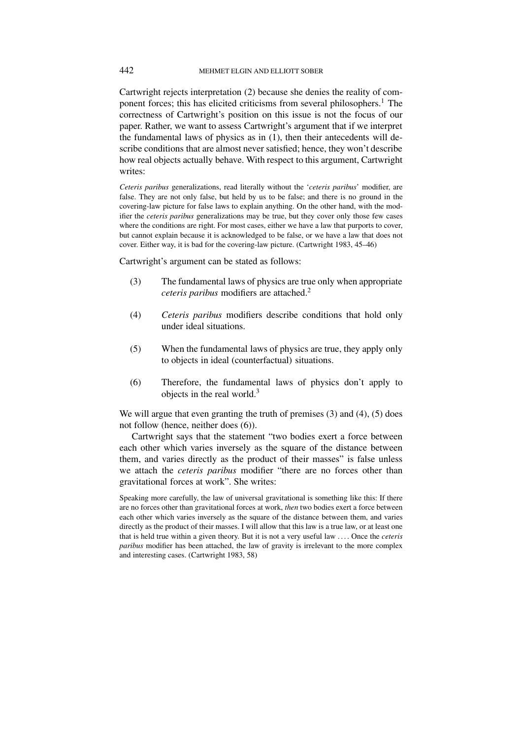Cartwright rejects interpretation (2) because she denies the reality of component forces; this has elicited criticisms from several philosophers.[1] The correctness of Cartwright's position on this issue is not the focus of our paper. Rather, we want to assess Cartwright's argument that if we interpret the fundamental laws of physics as in (1), then their antecedents will describe conditions that are almost never satisfied; hence, they won't describe how real objects actually behave. With respect to this argument, Cartwright writes:

> *Ceteris paribus* generalizations, read literally without the '*ceteris paribus*' modifier, are false. They are not only false, but held by us to be false; and there is no ground in the covering-law picture for false laws to explain anything. On the other hand, with the modifier the *ceteris paribus* generalizations may be true, but they cover only those few cases where the conditions are right. For most cases, either we have a law that purports to cover, but cannot explain because it is acknowledged to be false, or we have a law that does not cover. Either way, it is bad for the covering-law picture. (Cartwright 1983, 45–46)

Cartwright's argument can be stated as follows:

(3) The fundamental laws of physics are true only when appropriate *ceteris paribus* modifiers are attached.[2]

(4) *Ceteris paribus* modifiers describe conditions that hold only under ideal situations.

(5) When the fundamental laws of physics are true, they apply only to objects in ideal (counterfactual) situations.

(6) Therefore, the fundamental laws of physics don't apply to objects in the real world.[3]

We will argue that even granting the truth of premises (3) and (4), (5) does not follow (hence, neither does (6)).

Cartwright says that the statement "two bodies exert a force between each other which varies inversely as the square of the distance between them, and varies directly as the product of their masses" is false unless we attach the *ceteris paribus* modifier "there are no forces other than gravitational forces at work". She writes:

> Speaking more carefully, the law of universal gravitational is something like this: If there are no forces other than gravitational forces at work, *then* two bodies exert a force between each other which varies inversely as the square of the distance between them, and varies directly as the product of their masses. I will allow that this law is a true law, or at least one that is held true within a given theory. But it is not a very useful law .... Once the *ceteris paribus* modifier has been attached, the law of gravity is irrelevant to the more complex and interesting cases. (Cartwright 1983, 58)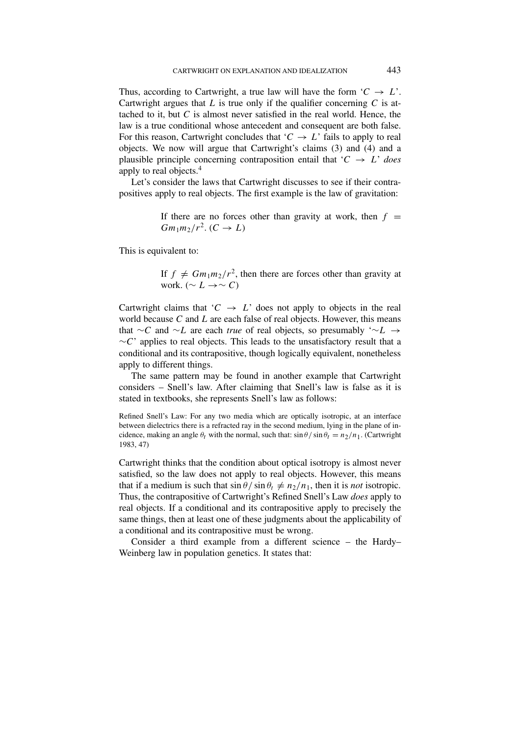Thus, according to Cartwright, a true law will have the form '$C \rightarrow L$'. Cartwright argues that $L$ is true only if the qualifier concerning $C$ is attached to it, but $C$ is almost never satisfied in the real world. Hence, the law is a true conditional whose antecedent and consequent are both false. For this reason, Cartwright concludes that '$C \rightarrow L$' fails to apply to real objects. We now will argue that Cartwright's claims (3) and (4) and a plausible principle concerning contraposition entail that '$C \rightarrow L$' *does* apply to real objects.[4]

Let's consider the laws that Cartwright discusses to see if their contrapositives apply to real objects. The first example is the law of gravitation:

> If there are no forces other than gravity at work, then $f = Gm_1m_2/r^2$. ($C \rightarrow L$)

This is equivalent to:

> If $f \neq Gm_1m_2/r^2$, then there are forces other than gravity at work. ($\sim L \rightarrow \sim C$)

Cartwright claims that '$C \rightarrow L$' does not apply to objects in the real world because $C$ and $L$ are each false of real objects. However, this means that $\sim C$ and $\sim L$ are each *true* of real objects, so presumably '$\sim L \rightarrow \sim C$' applies to real objects. This leads to the unsatisfactory result that a conditional and its contrapositive, though logically equivalent, nonetheless apply to different things.

The same pattern may be found in another example that Cartwright considers – Snell's law. After claiming that Snell's law is false as it is stated in textbooks, she represents Snell's law as follows:

> Refined Snell's Law: For any two media which are optically isotropic, at an interface between dielectrics there is a refracted ray in the second medium, lying in the plane of incidence, making an angle $\theta_t$ with the normal, such that: $\sin\theta / \sin\theta_t = n_2/n_1$. (Cartwright 1983, 47)

Cartwright thinks that the condition about optical isotropy is almost never satisfied, so the law does not apply to real objects. However, this means that if a medium is such that $\sin\theta / \sin\theta_t \neq n_2/n_1$, then it is *not* isotropic. Thus, the contrapositive of Cartwright's Refined Snell's Law *does* apply to real objects. If a conditional and its contrapositive apply to precisely the same things, then at least one of these judgments about the applicability of a conditional and its contrapositive must be wrong.

Consider a third example from a different science – the Hardy–Weinberg law in population genetics. It states that: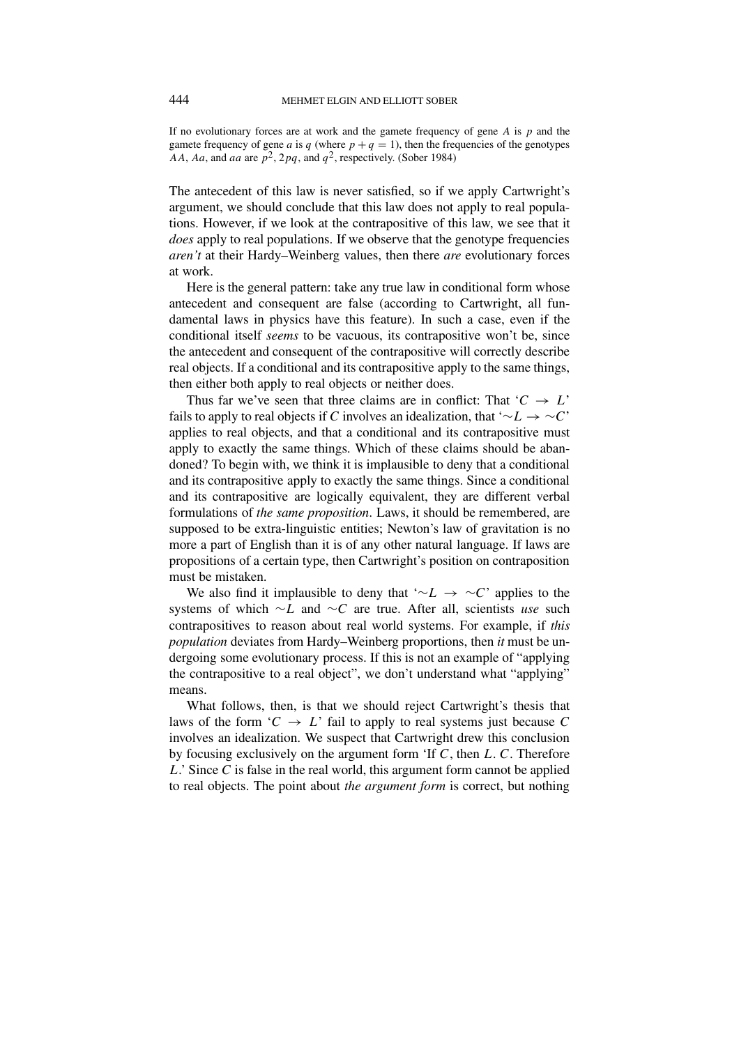If no evolutionary forces are at work and the gamete frequency of gene $A$ is $p$ and the gamete frequency of gene $a$ is $q$ (where $p + q = 1$), then the frequencies of the genotypes $AA$, $Aa$, and $aa$ are $p^2$, $2pq$, and $q^2$, respectively. (Sober 1984)

The antecedent of this law is never satisfied, so if we apply Cartwright's argument, we should conclude that this law does not apply to real populations. However, if we look at the contrapositive of this law, we see that it *does* apply to real populations. If we observe that the genotype frequencies *aren't* at their Hardy–Weinberg values, then there *are* evolutionary forces at work.

Here is the general pattern: take any true law in conditional form whose antecedent and consequent are false (according to Cartwright, all fundamental laws in physics have this feature). In such a case, even if the conditional itself *seems* to be vacuous, its contrapositive won't be, since the antecedent and consequent of the contrapositive will correctly describe real objects. If a conditional and its contrapositive apply to the same things, then either both apply to real objects or neither does.

Thus far we've seen that three claims are in conflict: That '$C \rightarrow L$' fails to apply to real objects if $C$ involves an idealization, that '$\sim L \rightarrow \sim C$' applies to real objects, and that a conditional and its contrapositive must apply to exactly the same things. Which of these claims should be abandoned? To begin with, we think it is implausible to deny that a conditional and its contrapositive apply to exactly the same things. Since a conditional and its contrapositive are logically equivalent, they are different verbal formulations of *the same proposition*. Laws, it should be remembered, are supposed to be extra-linguistic entities; Newton's law of gravitation is no more a part of English than it is of any other natural language. If laws are propositions of a certain type, then Cartwright's position on contraposition must be mistaken.

We also find it implausible to deny that '$\sim L \rightarrow \sim C$' applies to the systems of which $\sim L$ and $\sim C$ are true. After all, scientists *use* such contrapositives to reason about real world systems. For example, if *this population* deviates from Hardy–Weinberg proportions, then *it* must be undergoing some evolutionary process. If this is not an example of "applying the contrapositive to a real object", we don't understand what "applying" means.

What follows, then, is that we should reject Cartwright's thesis that laws of the form '$C \rightarrow L$' fail to apply to real systems just because $C$ involves an idealization. We suspect that Cartwright drew this conclusion by focusing exclusively on the argument form 'If $C$, then $L$. $C$. Therefore $L$.' Since $C$ is false in the real world, this argument form cannot be applied to real objects. The point about *the argument form* is correct, but nothing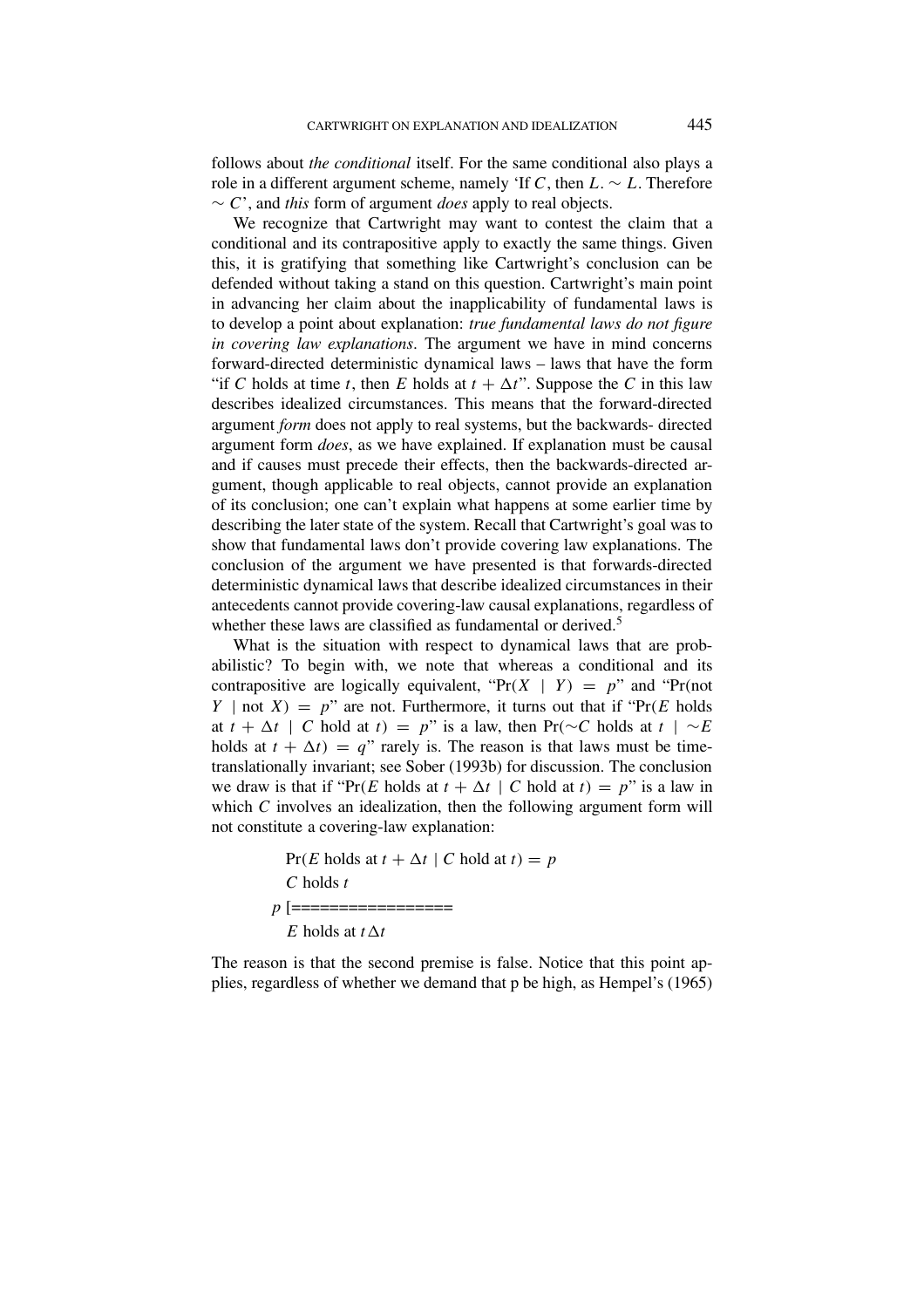follows about *the conditional* itself. For the same conditional also plays a role in a different argument scheme, namely 'If $C$, then $L$. $\sim L$. Therefore $\sim C$', and *this* form of argument *does* apply to real objects.

We recognize that Cartwright may want to contest the claim that a conditional and its contrapositive apply to exactly the same things. Given this, it is gratifying that something like Cartwright's conclusion can be defended without taking a stand on this question. Cartwright's main point in advancing her claim about the inapplicability of fundamental laws is to develop a point about explanation: *true fundamental laws do not figure in covering law explanations*. The argument we have in mind concerns forward-directed deterministic dynamical laws – laws that have the form "if $C$ holds at time $t$, then $E$ holds at $t + \Delta t$". Suppose the $C$ in this law describes idealized circumstances. This means that the forward-directed argument *form* does not apply to real systems, but the backwards- directed argument form *does*, as we have explained. If explanation must be causal and if causes must precede their effects, then the backwards-directed argument, though applicable to real objects, cannot provide an explanation of its conclusion; one can't explain what happens at some earlier time by describing the later state of the system. Recall that Cartwright's goal was to show that fundamental laws don't provide covering law explanations. The conclusion of the argument we have presented is that forwards-directed deterministic dynamical laws that describe idealized circumstances in their antecedents cannot provide covering-law causal explanations, regardless of whether these laws are classified as fundamental or derived.[5]

What is the situation with respect to dynamical laws that are probabilistic? To begin with, we note that whereas a conditional and its contrapositive are logically equivalent, "$\Pr(X \mid Y) = p$" and "$\Pr(\text{not } Y \mid \text{not } X) = p$" are not. Furthermore, it turns out that if "$\Pr(E \text{ holds at } t + \Delta t \mid C \text{ hold at } t) = p$" is a law, then $\Pr(\sim C \text{ holds at } t \mid \sim E \text{ holds at } t + \Delta t) = q$" rarely is. The reason is that laws must be time-translationally invariant; see Sober (1993b) for discussion. The conclusion we draw is that if "$\Pr(E \text{ holds at } t + \Delta t \mid C \text{ hold at } t) = p$" is a law in which $C$ involves an idealization, then the following argument form will not constitute a covering-law explanation:

$\Pr(E \text{ holds at } t + \Delta t \mid C \text{ hold at } t) = p$
$C$ holds $t$
$p$ [=================
$E$ holds at $t\Delta t$

The reason is that the second premise is false. Notice that this point applies, regardless of whether we demand that p be high, as Hempel's (1965)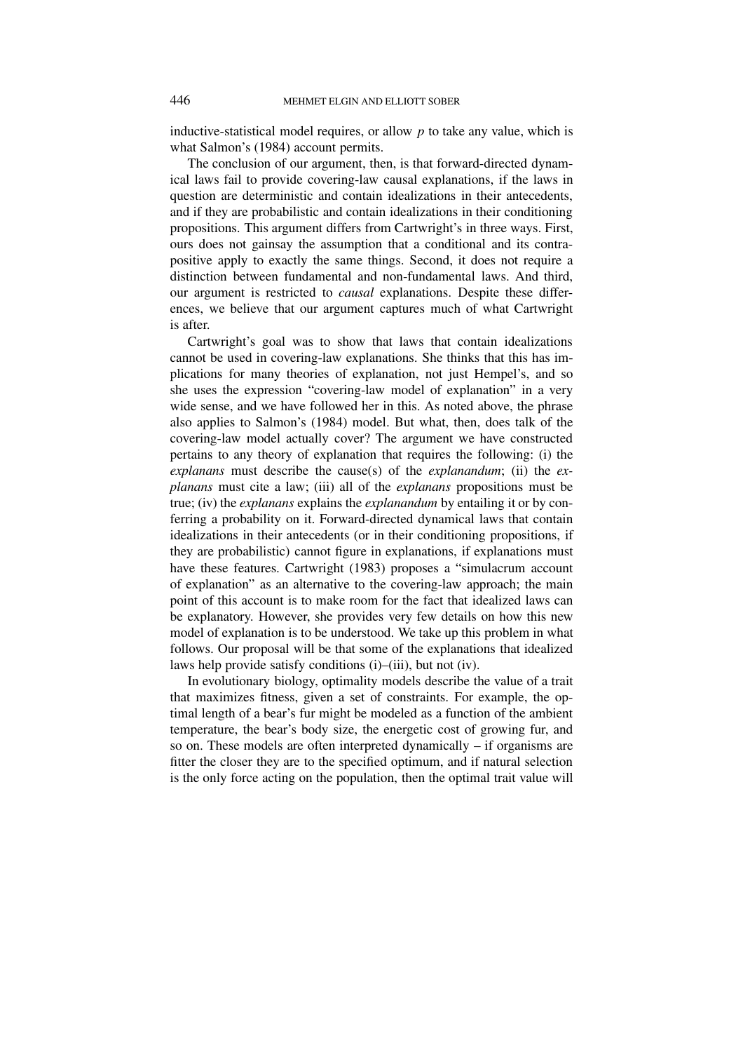inductive-statistical model requires, or allow $p$ to take any value, which is what Salmon's (1984) account permits.

The conclusion of our argument, then, is that forward-directed dynamical laws fail to provide covering-law causal explanations, if the laws in question are deterministic and contain idealizations in their antecedents, and if they are probabilistic and contain idealizations in their conditioning propositions. This argument differs from Cartwright's in three ways. First, ours does not gainsay the assumption that a conditional and its contrapositive apply to exactly the same things. Second, it does not require a distinction between fundamental and non-fundamental laws. And third, our argument is restricted to *causal* explanations. Despite these differences, we believe that our argument captures much of what Cartwright is after.

Cartwright's goal was to show that laws that contain idealizations cannot be used in covering-law explanations. She thinks that this has implications for many theories of explanation, not just Hempel's, and so she uses the expression "covering-law model of explanation" in a very wide sense, and we have followed her in this. As noted above, the phrase also applies to Salmon's (1984) model. But what, then, does talk of the covering-law model actually cover? The argument we have constructed pertains to any theory of explanation that requires the following: (i) the *explanans* must describe the cause(s) of the *explanandum*; (ii) the *explanans* must cite a law; (iii) all of the *explanans* propositions must be true; (iv) the *explanans* explains the *explanandum* by entailing it or by conferring a probability on it. Forward-directed dynamical laws that contain idealizations in their antecedents (or in their conditioning propositions, if they are probabilistic) cannot figure in explanations, if explanations must have these features. Cartwright (1983) proposes a "simulacrum account of explanation" as an alternative to the covering-law approach; the main point of this account is to make room for the fact that idealized laws can be explanatory. However, she provides very few details on how this new model of explanation is to be understood. We take up this problem in what follows. Our proposal will be that some of the explanations that idealized laws help provide satisfy conditions (i)–(iii), but not (iv).

In evolutionary biology, optimality models describe the value of a trait that maximizes fitness, given a set of constraints. For example, the optimal length of a bear's fur might be modeled as a function of the ambient temperature, the bear's body size, the energetic cost of growing fur, and so on. These models are often interpreted dynamically – if organisms are fitter the closer they are to the specified optimum, and if natural selection is the only force acting on the population, then the optimal trait value will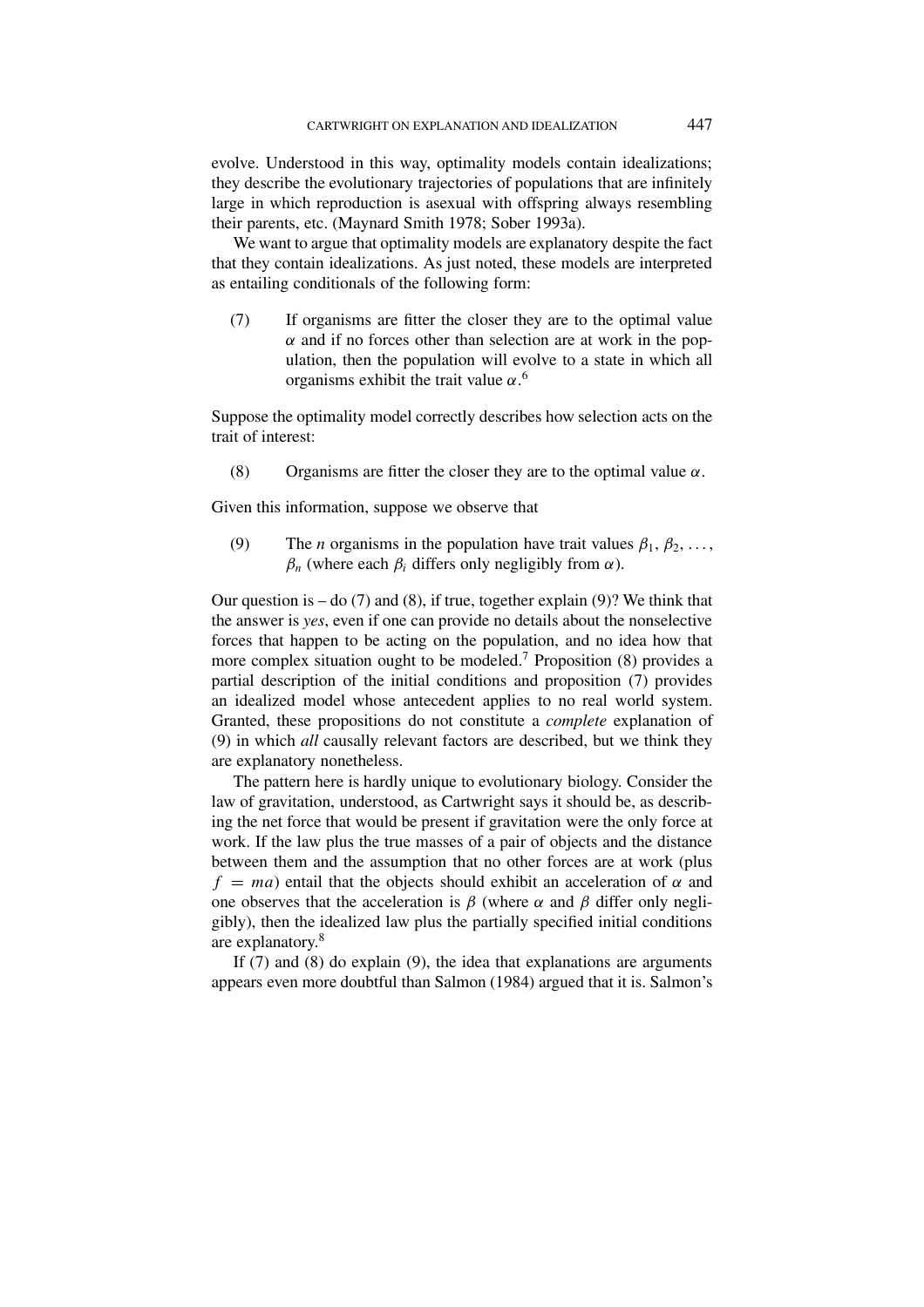evolve. Understood in this way, optimality models contain idealizations; they describe the evolutionary trajectories of populations that are infinitely large in which reproduction is asexual with offspring always resembling their parents, etc. (Maynard Smith 1978; Sober 1993a).

We want to argue that optimality models are explanatory despite the fact that they contain idealizations. As just noted, these models are interpreted as entailing conditionals of the following form:

(7) If organisms are fitter the closer they are to the optimal value $\alpha$ and if no forces other than selection are at work in the population, then the population will evolve to a state in which all organisms exhibit the trait value $\alpha$.[6]

Suppose the optimality model correctly describes how selection acts on the trait of interest:

(8) Organisms are fitter the closer they are to the optimal value $\alpha$.

Given this information, suppose we observe that

(9) The $n$ organisms in the population have trait values $\beta_1, \beta_2, \ldots, \beta_n$ (where each $\beta_i$ differs only negligibly from $\alpha$).

Our question is – do (7) and (8), if true, together explain (9)? We think that the answer is *yes*, even if one can provide no details about the nonselective forces that happen to be acting on the population, and no idea how that more complex situation ought to be modeled.[7] Proposition (8) provides a partial description of the initial conditions and proposition (7) provides an idealized model whose antecedent applies to no real world system. Granted, these propositions do not constitute a *complete* explanation of (9) in which *all* causally relevant factors are described, but we think they are explanatory nonetheless.

The pattern here is hardly unique to evolutionary biology. Consider the law of gravitation, understood, as Cartwright says it should be, as describing the net force that would be present if gravitation were the only force at work. If the law plus the true masses of a pair of objects and the distance between them and the assumption that no other forces are at work (plus $f = ma$) entail that the objects should exhibit an acceleration of $\alpha$ and one observes that the acceleration is $\beta$ (where $\alpha$ and $\beta$ differ only negligibly), then the idealized law plus the partially specified initial conditions are explanatory.[8]

If (7) and (8) do explain (9), the idea that explanations are arguments appears even more doubtful than Salmon (1984) argued that it is. Salmon's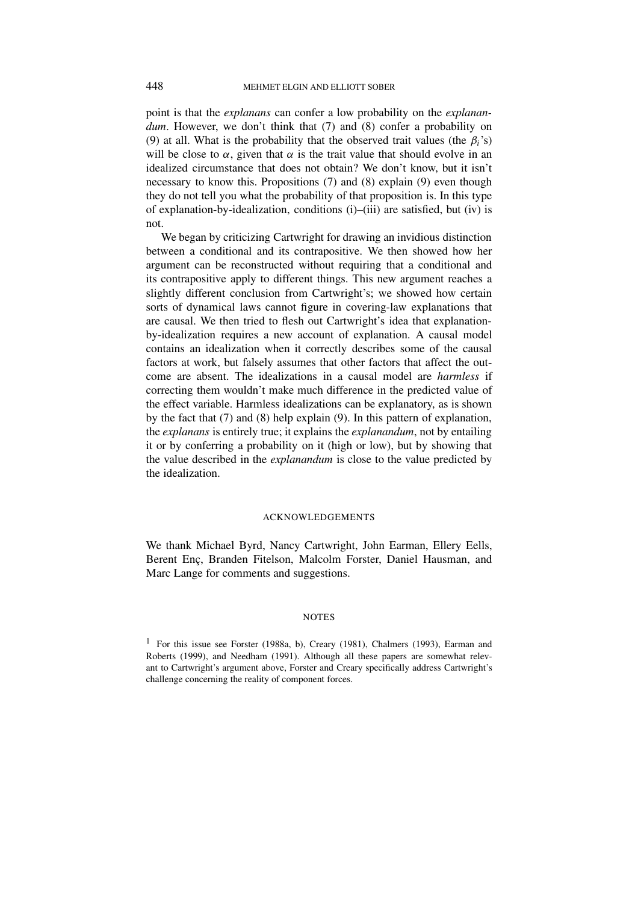point is that the *explanans* can confer a low probability on the *explanandum*. However, we don't think that (7) and (8) confer a probability on (9) at all. What is the probability that the observed trait values (the $\beta_i$'s) will be close to $\alpha$, given that $\alpha$ is the trait value that should evolve in an idealized circumstance that does not obtain? We don't know, but it isn't necessary to know this. Propositions (7) and (8) explain (9) even though they do not tell you what the probability of that proposition is. In this type of explanation-by-idealization, conditions (i)–(iii) are satisfied, but (iv) is not.

We began by criticizing Cartwright for drawing an invidious distinction between a conditional and its contrapositive. We then showed how her argument can be reconstructed without requiring that a conditional and its contrapositive apply to different things. This new argument reaches a slightly different conclusion from Cartwright's; we showed how certain sorts of dynamical laws cannot figure in covering-law explanations that are causal. We then tried to flesh out Cartwright's idea that explanation-by-idealization requires a new account of explanation. A causal model contains an idealization when it correctly describes some of the causal factors at work, but falsely assumes that other factors that affect the outcome are absent. The idealizations in a causal model are *harmless* if correcting them wouldn't make much difference in the predicted value of the effect variable. Harmless idealizations can be explanatory, as is shown by the fact that (7) and (8) help explain (9). In this pattern of explanation, the *explanans* is entirely true; it explains the *explanandum*, not by entailing it or by conferring a probability on it (high or low), but by showing that the value described in the *explanandum* is close to the value predicted by the idealization.

## ACKNOWLEDGEMENTS

We thank Michael Byrd, Nancy Cartwright, John Earman, Ellery Eells, Berent Enç, Branden Fitelson, Malcolm Forster, Daniel Hausman, and Marc Lange for comments and suggestions.

## NOTES

[1] For this issue see Forster (1988a, b), Creary (1981), Chalmers (1993), Earman and Roberts (1999), and Needham (1991). Although all these papers are somewhat relevant to Cartwright's argument above, Forster and Creary specifically address Cartwright's challenge concerning the reality of component forces.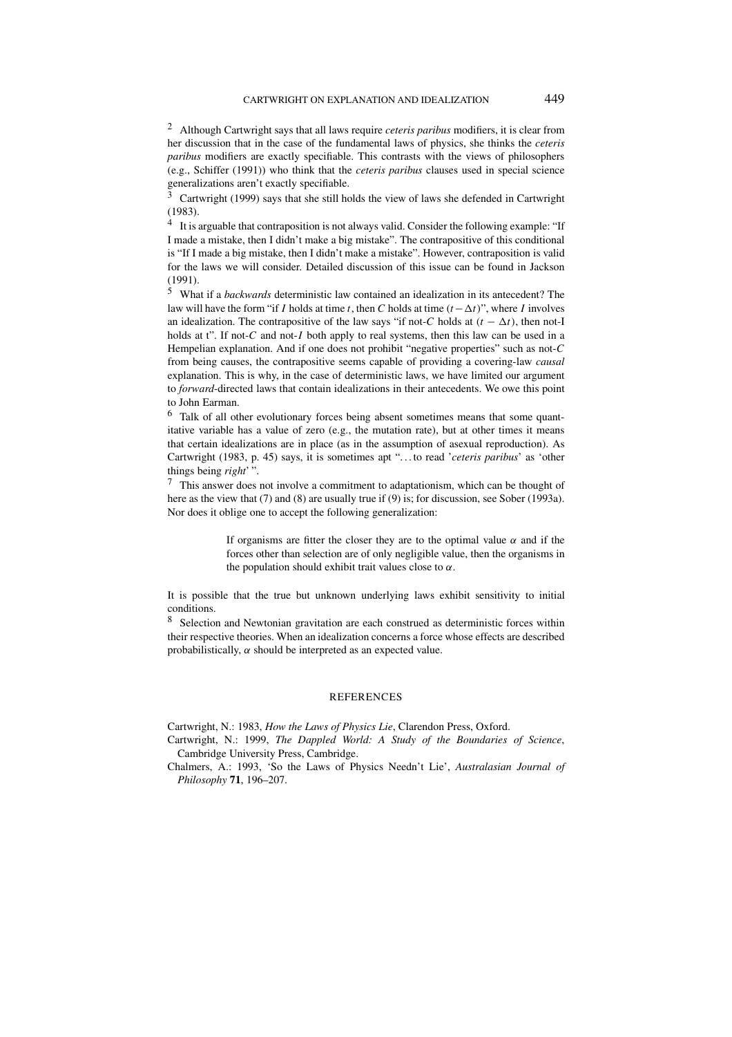[2] Although Cartwright says that all laws require *ceteris paribus* modifiers, it is clear from her discussion that in the case of the fundamental laws of physics, she thinks the *ceteris paribus* modifiers are exactly specifiable. This contrasts with the views of philosophers (e.g., Schiffer (1991)) who think that the *ceteris paribus* clauses used in special science generalizations aren't exactly specifiable.

[3] Cartwright (1999) says that she still holds the view of laws she defended in Cartwright (1983).

[4] It is arguable that contraposition is not always valid. Consider the following example: "If I made a mistake, then I didn't make a big mistake". The contrapositive of this conditional is "If I made a big mistake, then I didn't make a mistake". However, contraposition is valid for the laws we will consider. Detailed discussion of this issue can be found in Jackson (1991).

[5] What if a *backwards* deterministic law contained an idealization in its antecedent? The law will have the form "if $I$ holds at time $t$, then $C$ holds at time $(t - \Delta t)$", where $I$ involves an idealization. The contrapositive of the law says "if not-$C$ holds at $(t - \Delta t)$, then not-I holds at t". If not-$C$ and not-$I$ both apply to real systems, then this law can be used in a Hempelian explanation. And if one does not prohibit "negative properties" such as not-$C$ from being causes, the contrapositive seems capable of providing a covering-law *causal* explanation. This is why, in the case of deterministic laws, we have limited our argument to *forward*-directed laws that contain idealizations in their antecedents. We owe this point to John Earman.

[6] Talk of all other evolutionary forces being absent sometimes means that some quantitative variable has a value of zero (e.g., the mutation rate), but at other times it means that certain idealizations are in place (as in the assumption of asexual reproduction). As Cartwright (1983, p. 45) says, it is sometimes apt "... to read '*ceteris paribus*' as 'other things being *right*' ".

[7] This answer does not involve a commitment to adaptationism, which can be thought of here as the view that (7) and (8) are usually true if (9) is; for discussion, see Sober (1993a). Nor does it oblige one to accept the following generalization:

> If organisms are fitter the closer they are to the optimal value $\alpha$ and if the forces other than selection are of only negligible value, then the organisms in the population should exhibit trait values close to $\alpha$.

It is possible that the true but unknown underlying laws exhibit sensitivity to initial conditions.

[8] Selection and Newtonian gravitation are each construed as deterministic forces within their respective theories. When an idealization concerns a force whose effects are described probabilistically, $\alpha$ should be interpreted as an expected value.

## REFERENCES

Cartwright, N.: 1983, *How the Laws of Physics Lie*, Clarendon Press, Oxford.

Cartwright, N.: 1999, *The Dappled World: A Study of the Boundaries of Science*, Cambridge University Press, Cambridge.

Chalmers, A.: 1993, 'So the Laws of Physics Needn't Lie', *Australasian Journal of Philosophy* **71**, 196–207.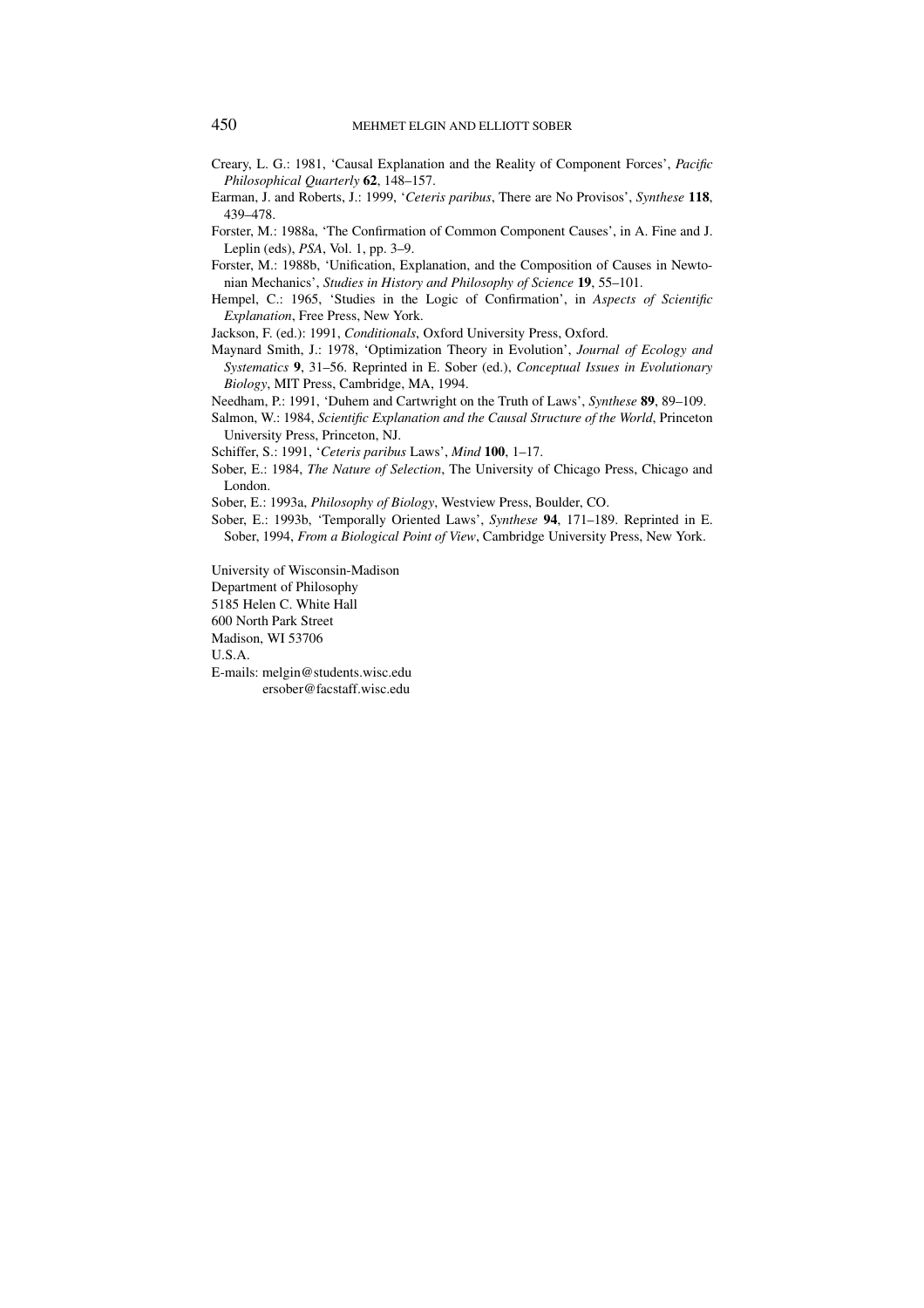Creary, L. G.: 1981, 'Causal Explanation and the Reality of Component Forces', *Pacific Philosophical Quarterly* **62**, 148–157.

Earman, J. and Roberts, J.: 1999, '*Ceteris paribus*, There are No Provisos', *Synthese* **118**, 439–478.

Forster, M.: 1988a, 'The Confirmation of Common Component Causes', in A. Fine and J. Leplin (eds), *PSA*, Vol. 1, pp. 3–9.

Forster, M.: 1988b, 'Unification, Explanation, and the Composition of Causes in Newtonian Mechanics', *Studies in History and Philosophy of Science* **19**, 55–101.

Hempel, C.: 1965, 'Studies in the Logic of Confirmation', in *Aspects of Scientific Explanation*, Free Press, New York.

Jackson, F. (ed.): 1991, *Conditionals*, Oxford University Press, Oxford.

Maynard Smith, J.: 1978, 'Optimization Theory in Evolution', *Journal of Ecology and Systematics* **9**, 31–56. Reprinted in E. Sober (ed.), *Conceptual Issues in Evolutionary Biology*, MIT Press, Cambridge, MA, 1994.

Needham, P.: 1991, 'Duhem and Cartwright on the Truth of Laws', *Synthese* **89**, 89–109.

Salmon, W.: 1984, *Scientific Explanation and the Causal Structure of the World*, Princeton University Press, Princeton, NJ.

Schiffer, S.: 1991, '*Ceteris paribus* Laws', *Mind* **100**, 1–17.

Sober, E.: 1984, *The Nature of Selection*, The University of Chicago Press, Chicago and London.

Sober, E.: 1993a, *Philosophy of Biology*, Westview Press, Boulder, CO.

Sober, E.: 1993b, 'Temporally Oriented Laws', *Synthese* **94**, 171–189. Reprinted in E. Sober, 1994, *From a Biological Point of View*, Cambridge University Press, New York.

University of Wisconsin-Madison
Department of Philosophy
5185 Helen C. White Hall
600 North Park Street
Madison, WI 53706
U.S.A.
E-mails: melgin@students.wisc.edu
ersober@facstaff.wisc.edu